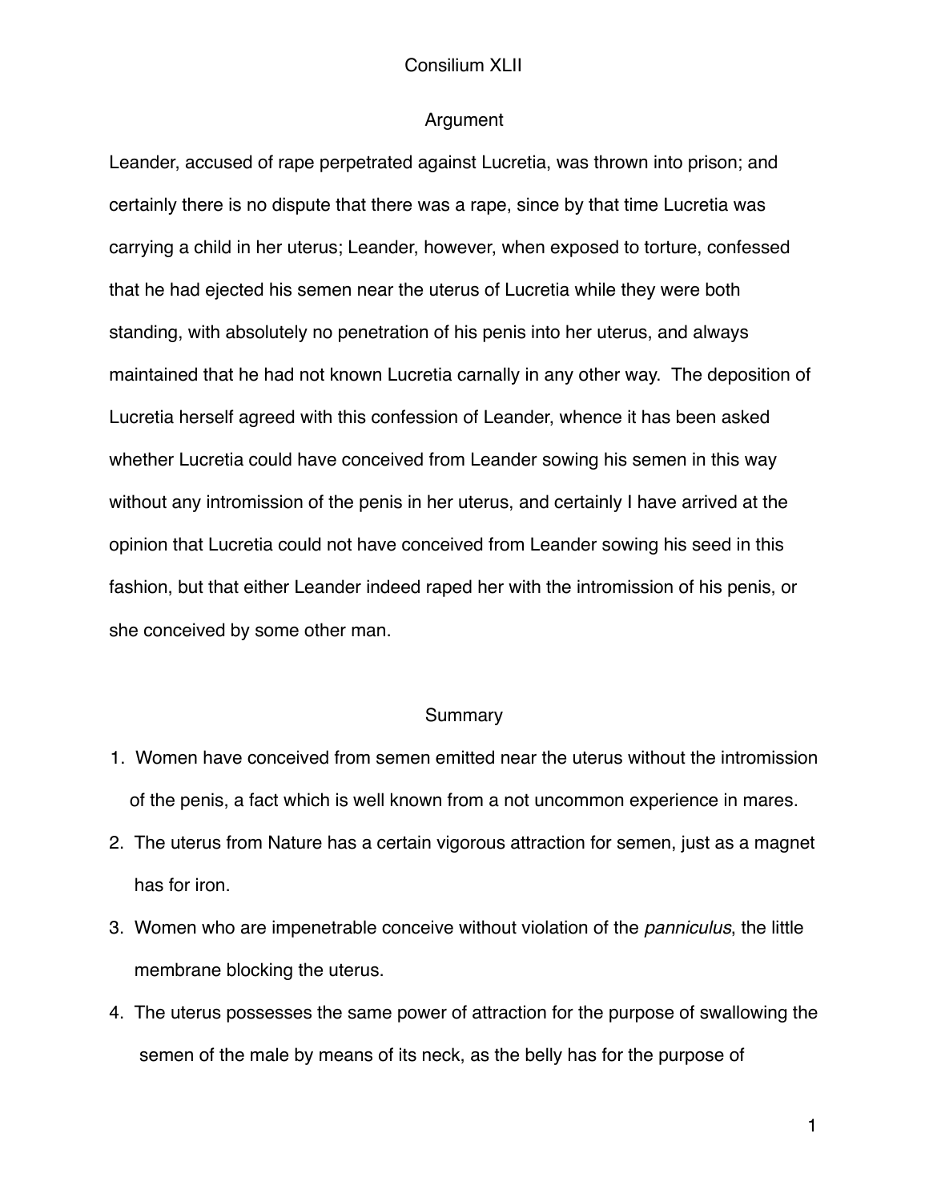# Consilium XLII

## Argument

Leander, accused of rape perpetrated against Lucretia, was thrown into prison; and certainly there is no dispute that there was a rape, since by that time Lucretia was carrying a child in her uterus; Leander, however, when exposed to torture, confessed that he had ejected his semen near the uterus of Lucretia while they were both standing, with absolutely no penetration of his penis into her uterus, and always maintained that he had not known Lucretia carnally in any other way. The deposition of Lucretia herself agreed with this confession of Leander, whence it has been asked whether Lucretia could have conceived from Leander sowing his semen in this way without any intromission of the penis in her uterus, and certainly I have arrived at the opinion that Lucretia could not have conceived from Leander sowing his seed in this fashion, but that either Leander indeed raped her with the intromission of his penis, or she conceived by some other man.

## Summary

1. Women have conceived from semen emitted near the uterus without the intromission of the penis, a fact which is well known from a not uncommon experience in mares.
2. The uterus from Nature has a certain vigorous attraction for semen, just as a magnet has for iron.
3. Women who are impenetrable conceive without violation of the *panniculus*, the little membrane blocking the uterus.
4. The uterus possesses the same power of attraction for the purpose of swallowing the semen of the male by means of its neck, as the belly has for the purpose of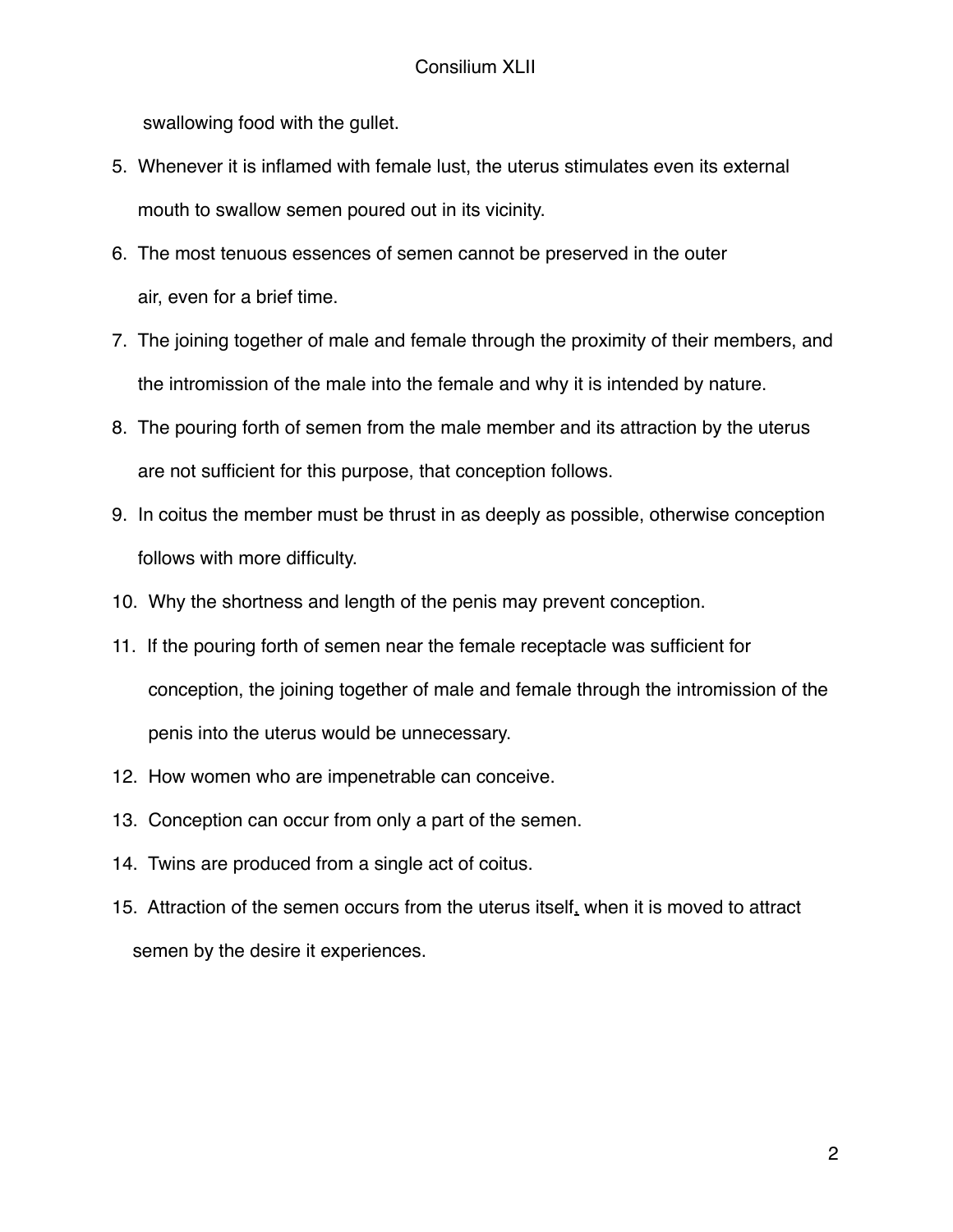swallowing food with the gullet.

5. Whenever it is inflamed with female lust, the uterus stimulates even its external mouth to swallow semen poured out in its vicinity.
6. The most tenuous essences of semen cannot be preserved in the outer air, even for a brief time.
7. The joining together of male and female through the proximity of their members, and the intromission of the male into the female and why it is intended by nature.
8. The pouring forth of semen from the male member and its attraction by the uterus are not sufficient for this purpose, that conception follows.
9. In coitus the member must be thrust in as deeply as possible, otherwise conception follows with more difficulty.
10. Why the shortness and length of the penis may prevent conception.
11. If the pouring forth of semen near the female receptacle was sufficient for conception, the joining together of male and female through the intromission of the penis into the uterus would be unnecessary.
12. How women who are impenetrable can conceive.
13. Conception can occur from only a part of the semen.
14. Twins are produced from a single act of coitus.
15. Attraction of the semen occurs from the uterus itself, when it is moved to attract semen by the desire it experiences.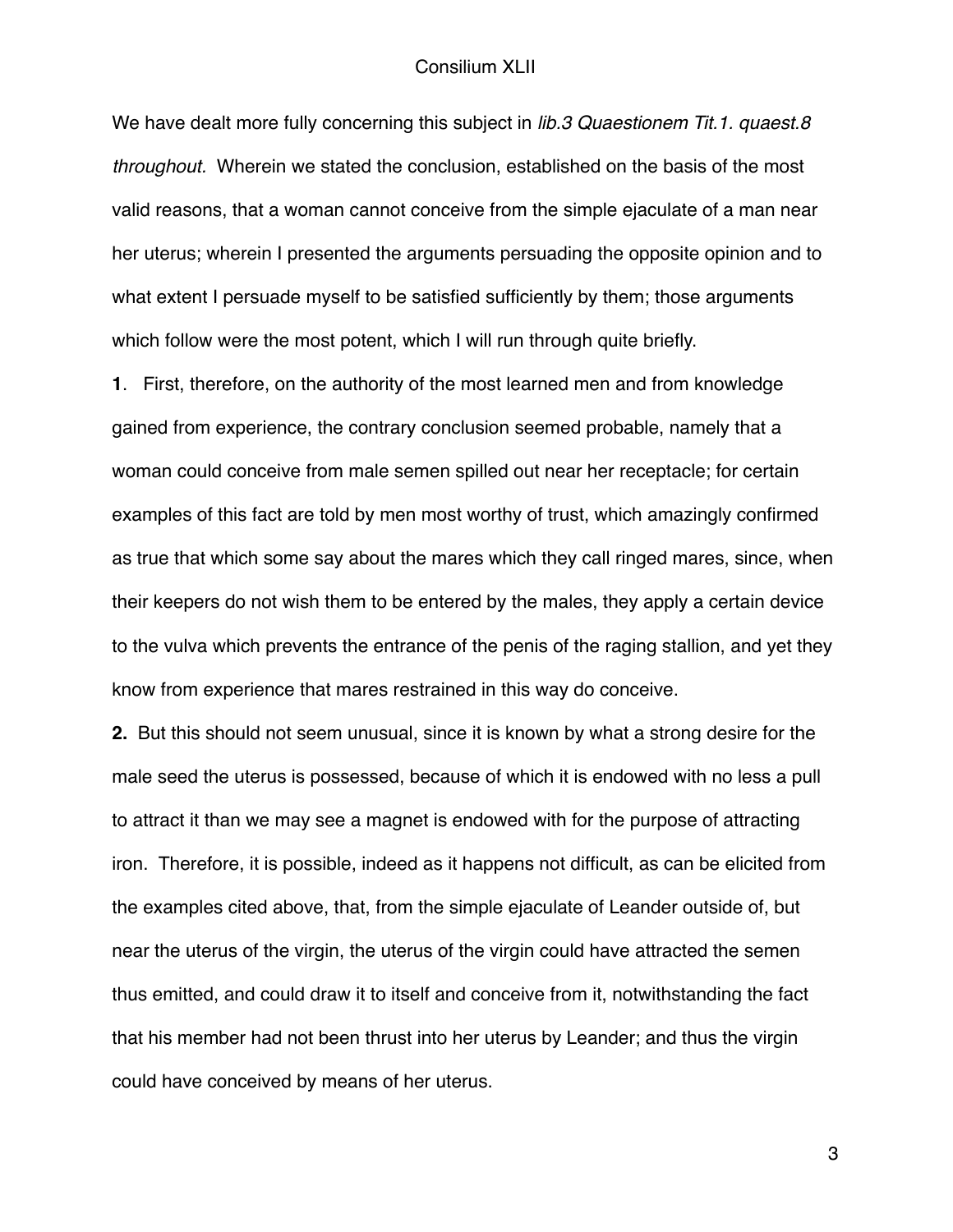We have dealt more fully concerning this subject in *lib.3 Quaestionem Tit.1. quaest.8 throughout.* Wherein we stated the conclusion, established on the basis of the most valid reasons, that a woman cannot conceive from the simple ejaculate of a man near her uterus; wherein I presented the arguments persuading the opposite opinion and to what extent I persuade myself to be satisfied sufficiently by them; those arguments which follow were the most potent, which I will run through quite briefly.

**1**. First, therefore, on the authority of the most learned men and from knowledge gained from experience, the contrary conclusion seemed probable, namely that a woman could conceive from male semen spilled out near her receptacle; for certain examples of this fact are told by men most worthy of trust, which amazingly confirmed as true that which some say about the mares which they call ringed mares, since, when their keepers do not wish them to be entered by the males, they apply a certain device to the vulva which prevents the entrance of the penis of the raging stallion, and yet they know from experience that mares restrained in this way do conceive.

**2.** But this should not seem unusual, since it is known by what a strong desire for the male seed the uterus is possessed, because of which it is endowed with no less a pull to attract it than we may see a magnet is endowed with for the purpose of attracting iron. Therefore, it is possible, indeed as it happens not difficult, as can be elicited from the examples cited above, that, from the simple ejaculate of Leander outside of, but near the uterus of the virgin, the uterus of the virgin could have attracted the semen thus emitted, and could draw it to itself and conceive from it, notwithstanding the fact that his member had not been thrust into her uterus by Leander; and thus the virgin could have conceived by means of her uterus.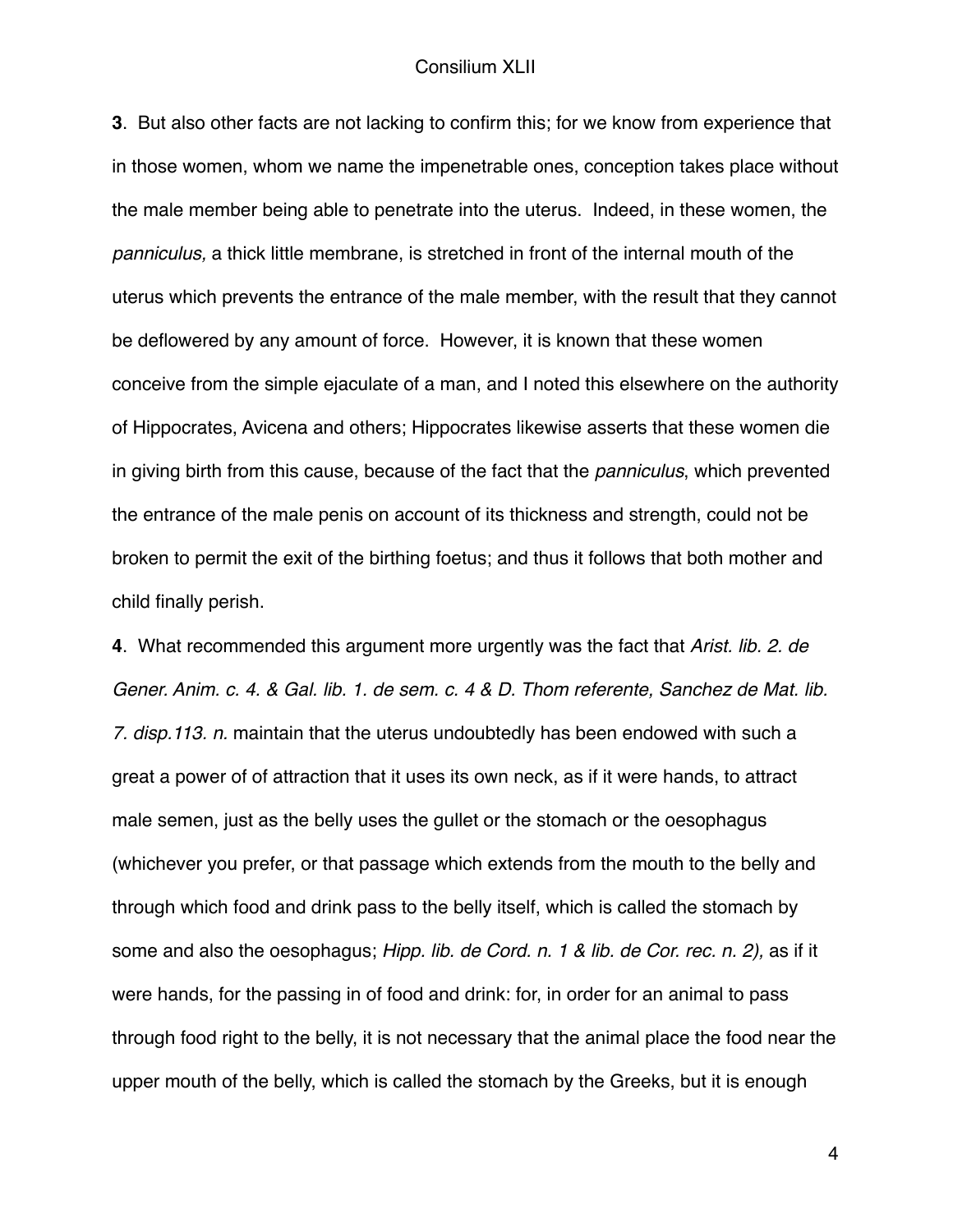**3**. But also other facts are not lacking to confirm this; for we know from experience that in those women, whom we name the impenetrable ones, conception takes place without the male member being able to penetrate into the uterus. Indeed, in these women, the *panniculus,* a thick little membrane, is stretched in front of the internal mouth of the uterus which prevents the entrance of the male member, with the result that they cannot be deflowered by any amount of force. However, it is known that these women conceive from the simple ejaculate of a man, and I noted this elsewhere on the authority of Hippocrates, Avicena and others; Hippocrates likewise asserts that these women die in giving birth from this cause, because of the fact that the *panniculus*, which prevented the entrance of the male penis on account of its thickness and strength, could not be broken to permit the exit of the birthing foetus; and thus it follows that both mother and child finally perish.

**4**. What recommended this argument more urgently was the fact that *Arist. lib. 2. de Gener. Anim. c. 4. & Gal. lib. 1. de sem. c. 4 & D. Thom referente, Sanchez de Mat. lib. 7. disp.113. n.* maintain that the uterus undoubtedly has been endowed with such a great a power of of attraction that it uses its own neck, as if it were hands, to attract male semen, just as the belly uses the gullet or the stomach or the oesophagus (whichever you prefer, or that passage which extends from the mouth to the belly and through which food and drink pass to the belly itself, which is called the stomach by some and also the oesophagus; *Hipp. lib. de Cord. n. 1 & lib. de Cor. rec. n. 2),* as if it were hands, for the passing in of food and drink: for, in order for an animal to pass through food right to the belly, it is not necessary that the animal place the food near the upper mouth of the belly, which is called the stomach by the Greeks, but it is enough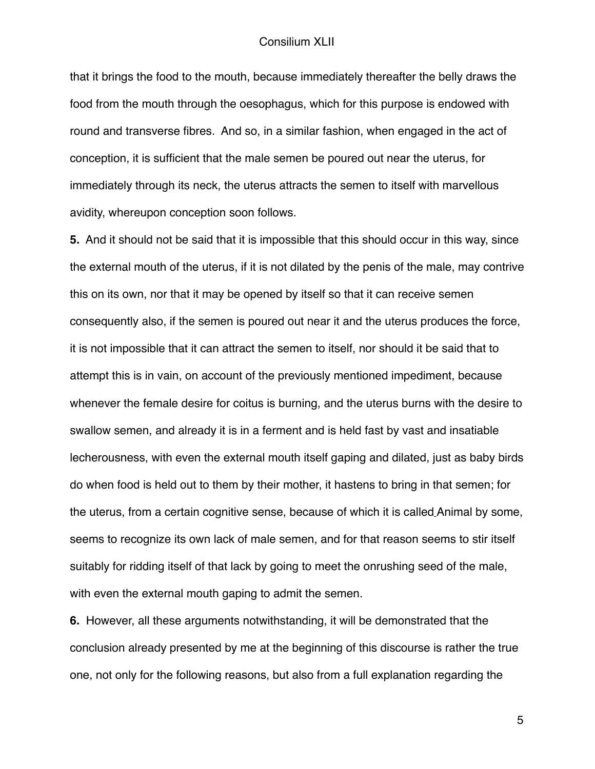that it brings the food to the mouth, because immediately thereafter the belly draws the food from the mouth through the oesophagus, which for this purpose is endowed with round and transverse fibres. And so, in a similar fashion, when engaged in the act of conception, it is sufficient that the male semen be poured out near the uterus, for immediately through its neck, the uterus attracts the semen to itself with marvellous avidity, whereupon conception soon follows.

**5.** And it should not be said that it is impossible that this should occur in this way, since the external mouth of the uterus, if it is not dilated by the penis of the male, may contrive this on its own, nor that it may be opened by itself so that it can receive semen consequently also, if the semen is poured out near it and the uterus produces the force, it is not impossible that it can attract the semen to itself, nor should it be said that to attempt this is in vain, on account of the previously mentioned impediment, because whenever the female desire for coitus is burning, and the uterus burns with the desire to swallow semen, and already it is in a ferment and is held fast by vast and insatiable lecherousness, with even the external mouth itself gaping and dilated, just as baby birds do when food is held out to them by their mother, it hastens to bring in that semen; for the uterus, from a certain cognitive sense, because of which it is called Animal by some, seems to recognize its own lack of male semen, and for that reason seems to stir itself suitably for ridding itself of that lack by going to meet the onrushing seed of the male, with even the external mouth gaping to admit the semen.

**6.** However, all these arguments notwithstanding, it will be demonstrated that the conclusion already presented by me at the beginning of this discourse is rather the true one, not only for the following reasons, but also from a full explanation regarding the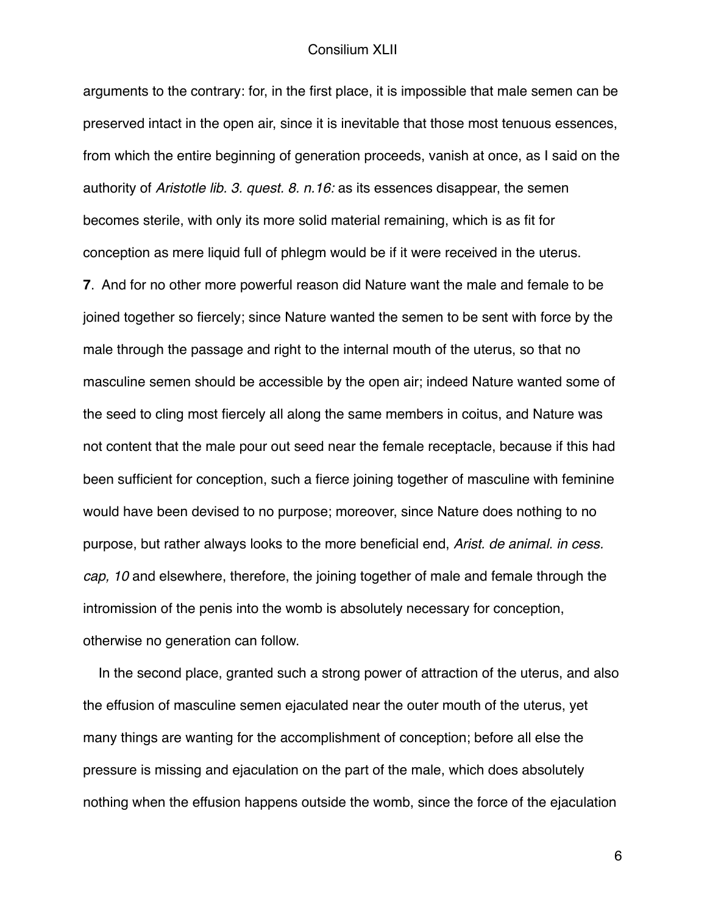arguments to the contrary: for, in the first place, it is impossible that male semen can be preserved intact in the open air, since it is inevitable that those most tenuous essences, from which the entire beginning of generation proceeds, vanish at once, as I said on the authority of *Aristotle lib. 3. quest. 8. n.16:* as its essences disappear, the semen becomes sterile, with only its more solid material remaining, which is as fit for conception as mere liquid full of phlegm would be if it were received in the uterus.

**7**. And for no other more powerful reason did Nature want the male and female to be joined together so fiercely; since Nature wanted the semen to be sent with force by the male through the passage and right to the internal mouth of the uterus, so that no masculine semen should be accessible by the open air; indeed Nature wanted some of the seed to cling most fiercely all along the same members in coitus, and Nature was not content that the male pour out seed near the female receptacle, because if this had been sufficient for conception, such a fierce joining together of masculine with feminine would have been devised to no purpose; moreover, since Nature does nothing to no purpose, but rather always looks to the more beneficial end, *Arist. de animal. in cess. cap, 10* and elsewhere, therefore, the joining together of male and female through the intromission of the penis into the womb is absolutely necessary for conception, otherwise no generation can follow.

In the second place, granted such a strong power of attraction of the uterus, and also the effusion of masculine semen ejaculated near the outer mouth of the uterus, yet many things are wanting for the accomplishment of conception; before all else the pressure is missing and ejaculation on the part of the male, which does absolutely nothing when the effusion happens outside the womb, since the force of the ejaculation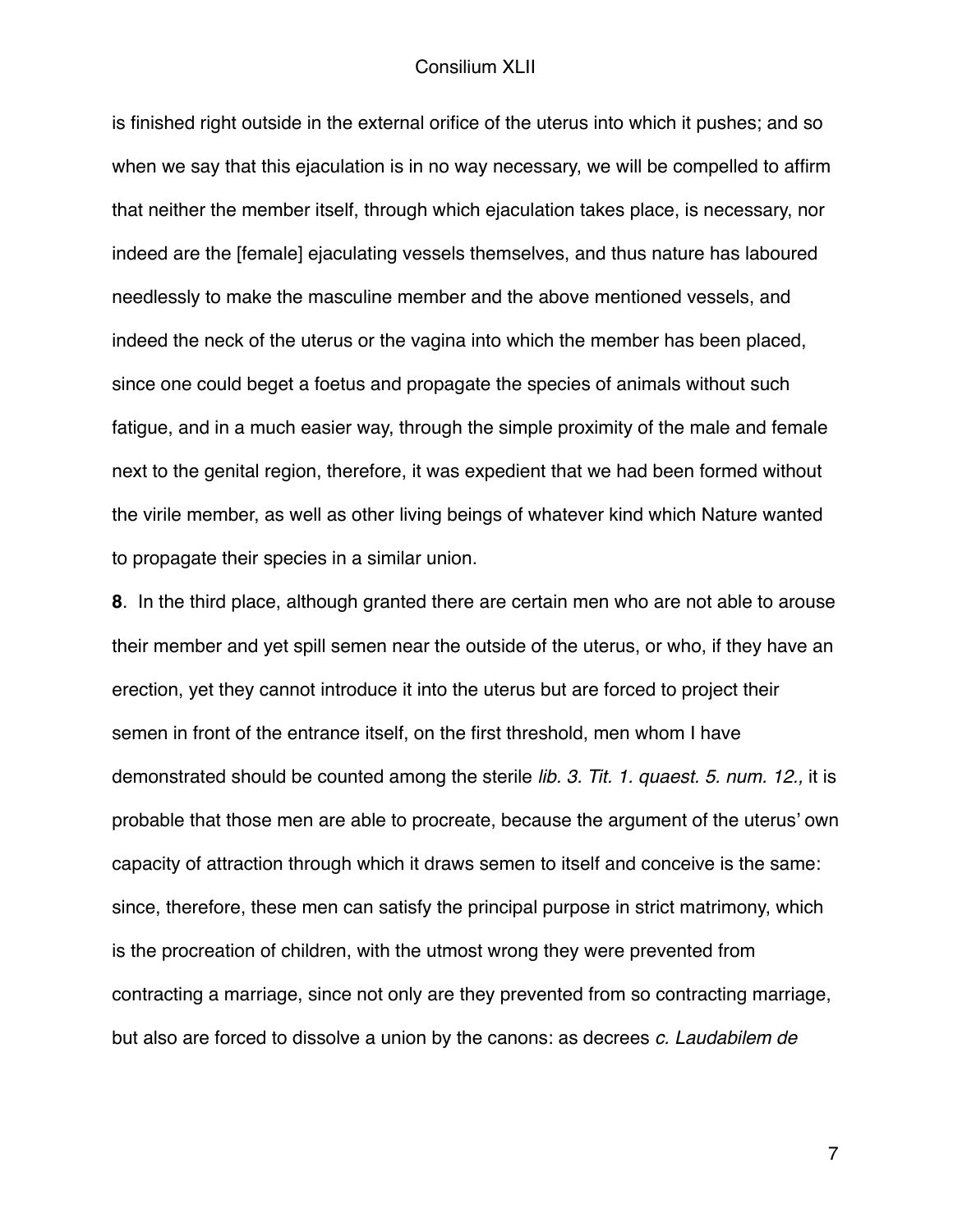is finished right outside in the external orifice of the uterus into which it pushes; and so when we say that this ejaculation is in no way necessary, we will be compelled to affirm that neither the member itself, through which ejaculation takes place, is necessary, nor indeed are the [female] ejaculating vessels themselves, and thus nature has laboured needlessly to make the masculine member and the above mentioned vessels, and indeed the neck of the uterus or the vagina into which the member has been placed, since one could beget a foetus and propagate the species of animals without such fatigue, and in a much easier way, through the simple proximity of the male and female next to the genital region, therefore, it was expedient that we had been formed without the virile member, as well as other living beings of whatever kind which Nature wanted to propagate their species in a similar union.

**8**. In the third place, although granted there are certain men who are not able to arouse their member and yet spill semen near the outside of the uterus, or who, if they have an erection, yet they cannot introduce it into the uterus but are forced to project their semen in front of the entrance itself, on the first threshold, men whom I have demonstrated should be counted among the sterile *lib. 3. Tit. 1. quaest. 5. num. 12.,* it is probable that those men are able to procreate, because the argument of the uterus' own capacity of attraction through which it draws semen to itself and conceive is the same: since, therefore, these men can satisfy the principal purpose in strict matrimony, which is the procreation of children, with the utmost wrong they were prevented from contracting a marriage, since not only are they prevented from so contracting marriage, but also are forced to dissolve a union by the canons: as decrees *c. Laudabilem de*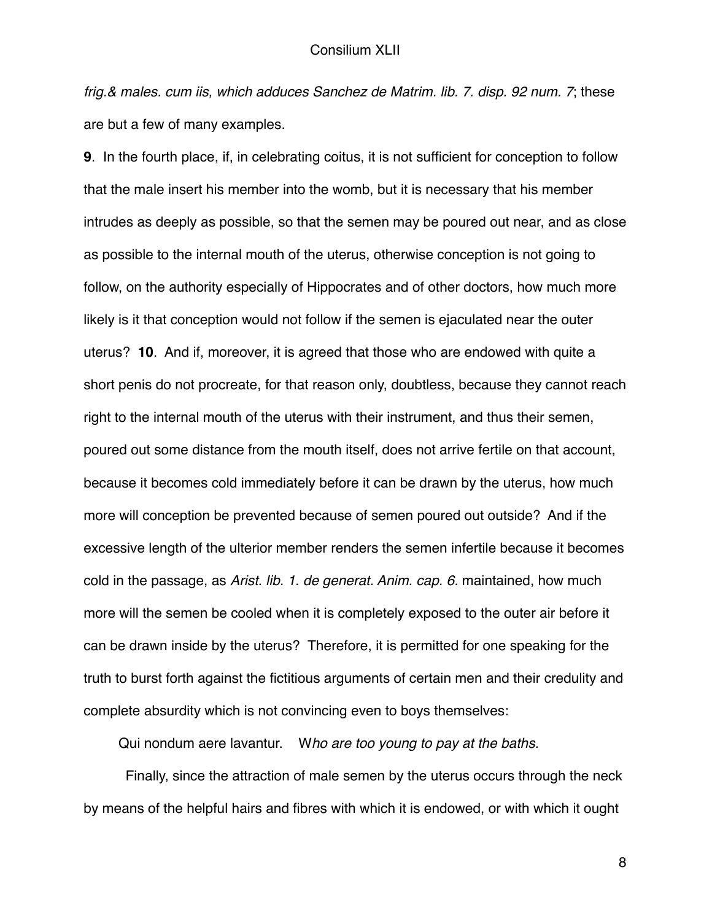*frig.& males. cum iis, which adduces Sanchez de Matrim. lib. 7. disp. 92 num. 7*; these are but a few of many examples.

**9**. In the fourth place, if, in celebrating coitus, it is not sufficient for conception to follow that the male insert his member into the womb, but it is necessary that his member intrudes as deeply as possible, so that the semen may be poured out near, and as close as possible to the internal mouth of the uterus, otherwise conception is not going to follow, on the authority especially of Hippocrates and of other doctors, how much more likely is it that conception would not follow if the semen is ejaculated near the outer uterus? **10**. And if, moreover, it is agreed that those who are endowed with quite a short penis do not procreate, for that reason only, doubtless, because they cannot reach right to the internal mouth of the uterus with their instrument, and thus their semen, poured out some distance from the mouth itself, does not arrive fertile on that account, because it becomes cold immediately before it can be drawn by the uterus, how much more will conception be prevented because of semen poured out outside? And if the excessive length of the ulterior member renders the semen infertile because it becomes cold in the passage, as *Arist. lib. 1. de generat. Anim. cap. 6.* maintained, how much more will the semen be cooled when it is completely exposed to the outer air before it can be drawn inside by the uterus? Therefore, it is permitted for one speaking for the truth to burst forth against the fictitious arguments of certain men and their credulity and complete absurdity which is not convincing even to boys themselves:

Qui nondum aere lavantur. W*ho are too young to pay at the baths.*

Finally, since the attraction of male semen by the uterus occurs through the neck by means of the helpful hairs and fibres with which it is endowed, or with which it ought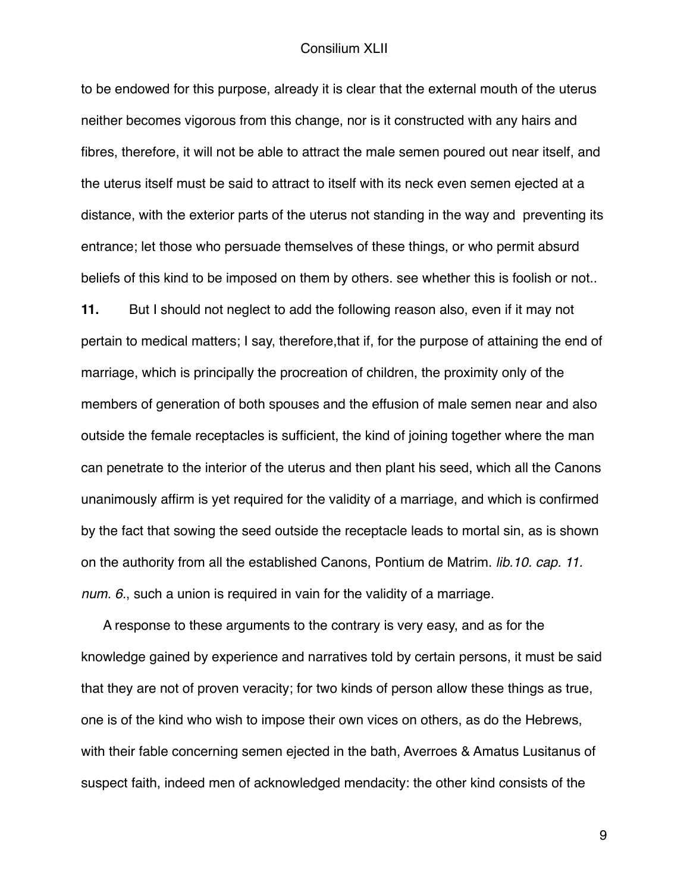to be endowed for this purpose, already it is clear that the external mouth of the uterus neither becomes vigorous from this change, nor is it constructed with any hairs and fibres, therefore, it will not be able to attract the male semen poured out near itself, and the uterus itself must be said to attract to itself with its neck even semen ejected at a distance, with the exterior parts of the uterus not standing in the way and preventing its entrance; let those who persuade themselves of these things, or who permit absurd beliefs of this kind to be imposed on them by others. see whether this is foolish or not..

**11.** But I should not neglect to add the following reason also, even if it may not pertain to medical matters; I say, therefore,that if, for the purpose of attaining the end of marriage, which is principally the procreation of children, the proximity only of the members of generation of both spouses and the effusion of male semen near and also outside the female receptacles is sufficient, the kind of joining together where the man can penetrate to the interior of the uterus and then plant his seed, which all the Canons unanimously affirm is yet required for the validity of a marriage, and which is confirmed by the fact that sowing the seed outside the receptacle leads to mortal sin, as is shown on the authority from all the established Canons, Pontium de Matrim. *lib.10. cap. 11. num. 6.*, such a union is required in vain for the validity of a marriage.

A response to these arguments to the contrary is very easy, and as for the knowledge gained by experience and narratives told by certain persons, it must be said that they are not of proven veracity; for two kinds of person allow these things as true, one is of the kind who wish to impose their own vices on others, as do the Hebrews, with their fable concerning semen ejected in the bath, Averroes & Amatus Lusitanus of suspect faith, indeed men of acknowledged mendacity: the other kind consists of the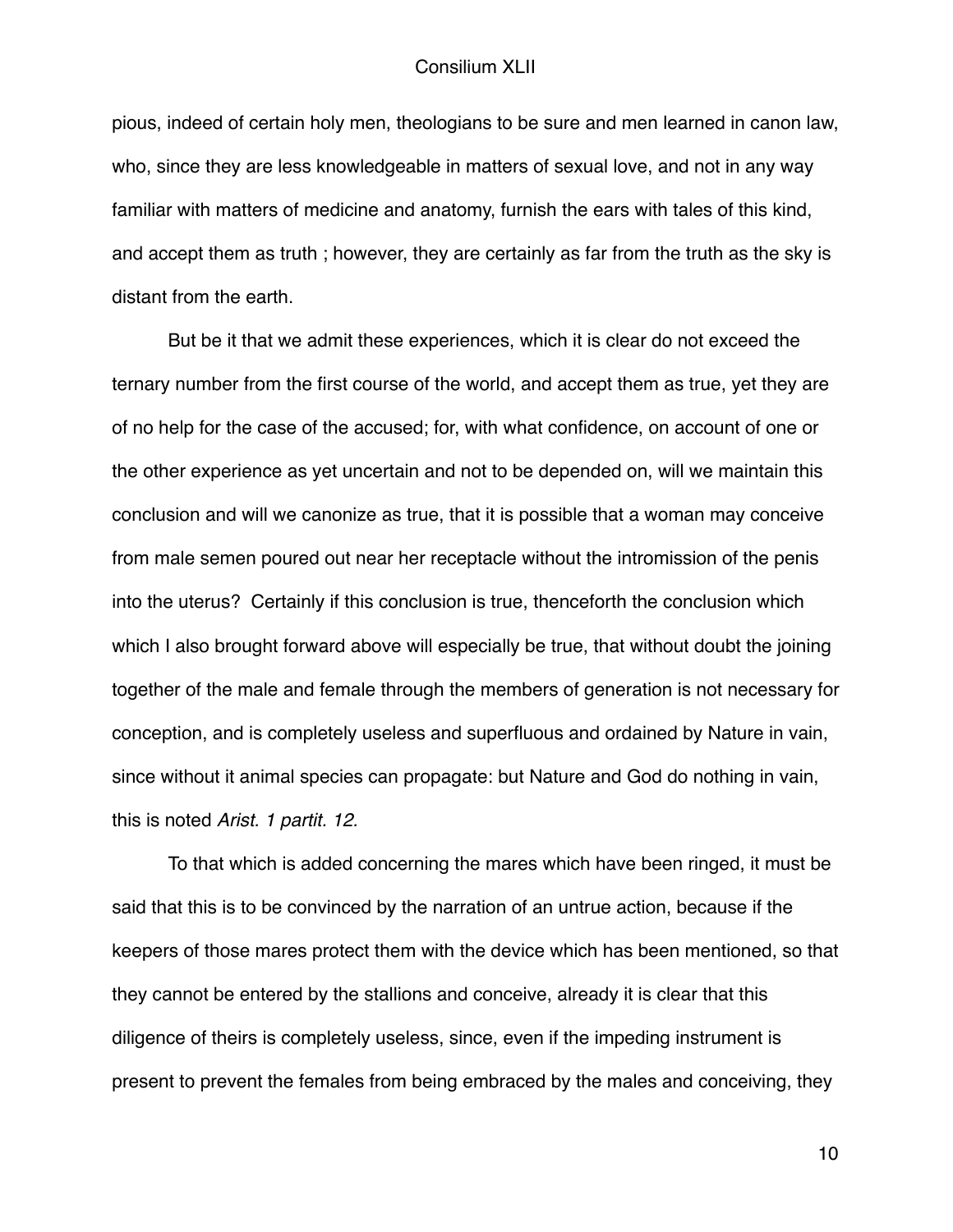pious, indeed of certain holy men, theologians to be sure and men learned in canon law, who, since they are less knowledgeable in matters of sexual love, and not in any way familiar with matters of medicine and anatomy, furnish the ears with tales of this kind, and accept them as truth ; however, they are certainly as far from the truth as the sky is distant from the earth.

But be it that we admit these experiences, which it is clear do not exceed the ternary number from the first course of the world, and accept them as true, yet they are of no help for the case of the accused; for, with what confidence, on account of one or the other experience as yet uncertain and not to be depended on, will we maintain this conclusion and will we canonize as true, that it is possible that a woman may conceive from male semen poured out near her receptacle without the intromission of the penis into the uterus? Certainly if this conclusion is true, thenceforth the conclusion which which I also brought forward above will especially be true, that without doubt the joining together of the male and female through the members of generation is not necessary for conception, and is completely useless and superfluous and ordained by Nature in vain, since without it animal species can propagate: but Nature and God do nothing in vain, this is noted *Arist. 1 partit. 12.*

To that which is added concerning the mares which have been ringed, it must be said that this is to be convinced by the narration of an untrue action, because if the keepers of those mares protect them with the device which has been mentioned, so that they cannot be entered by the stallions and conceive, already it is clear that this diligence of theirs is completely useless, since, even if the impeding instrument is present to prevent the females from being embraced by the males and conceiving, they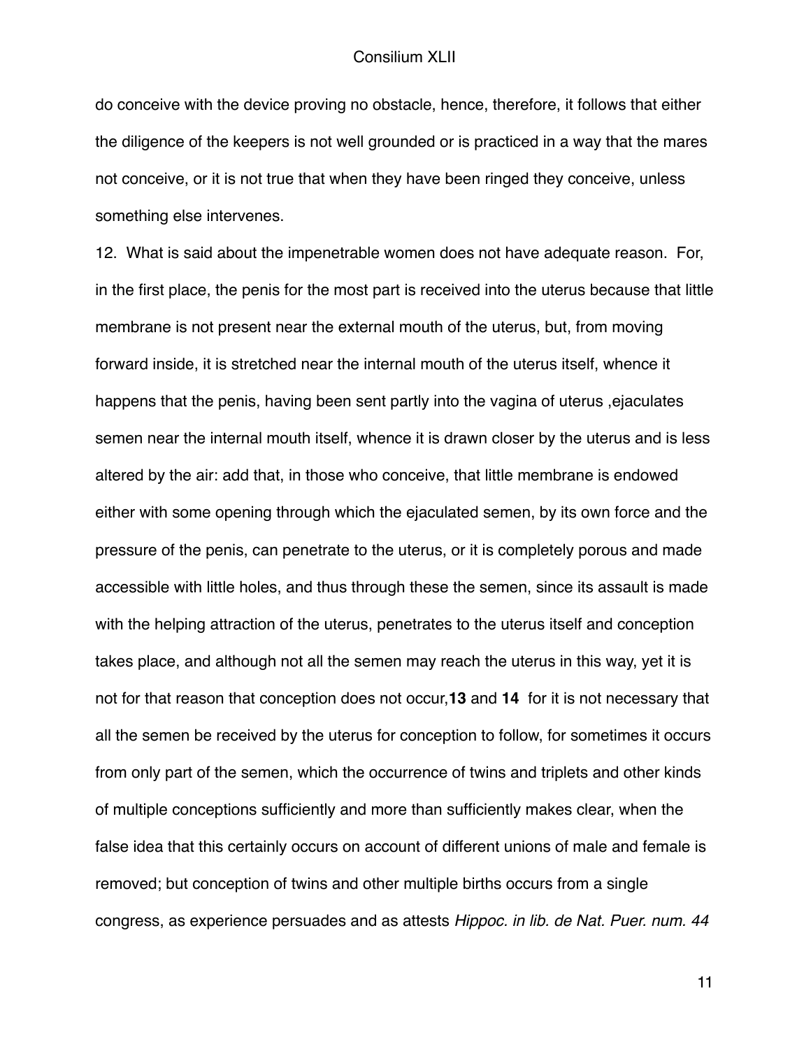do conceive with the device proving no obstacle, hence, therefore, it follows that either the diligence of the keepers is not well grounded or is practiced in a way that the mares not conceive, or it is not true that when they have been ringed they conceive, unless something else intervenes.

12. What is said about the impenetrable women does not have adequate reason. For, in the first place, the penis for the most part is received into the uterus because that little membrane is not present near the external mouth of the uterus, but, from moving forward inside, it is stretched near the internal mouth of the uterus itself, whence it happens that the penis, having been sent partly into the vagina of uterus ,ejaculates semen near the internal mouth itself, whence it is drawn closer by the uterus and is less altered by the air: add that, in those who conceive, that little membrane is endowed either with some opening through which the ejaculated semen, by its own force and the pressure of the penis, can penetrate to the uterus, or it is completely porous and made accessible with little holes, and thus through these the semen, since its assault is made with the helping attraction of the uterus, penetrates to the uterus itself and conception takes place, and although not all the semen may reach the uterus in this way, yet it is not for that reason that conception does not occur,**13** and **14** for it is not necessary that all the semen be received by the uterus for conception to follow, for sometimes it occurs from only part of the semen, which the occurrence of twins and triplets and other kinds of multiple conceptions sufficiently and more than sufficiently makes clear, when the false idea that this certainly occurs on account of different unions of male and female is removed; but conception of twins and other multiple births occurs from a single congress, as experience persuades and as attests *Hippoc. in lib. de Nat. Puer. num. 44*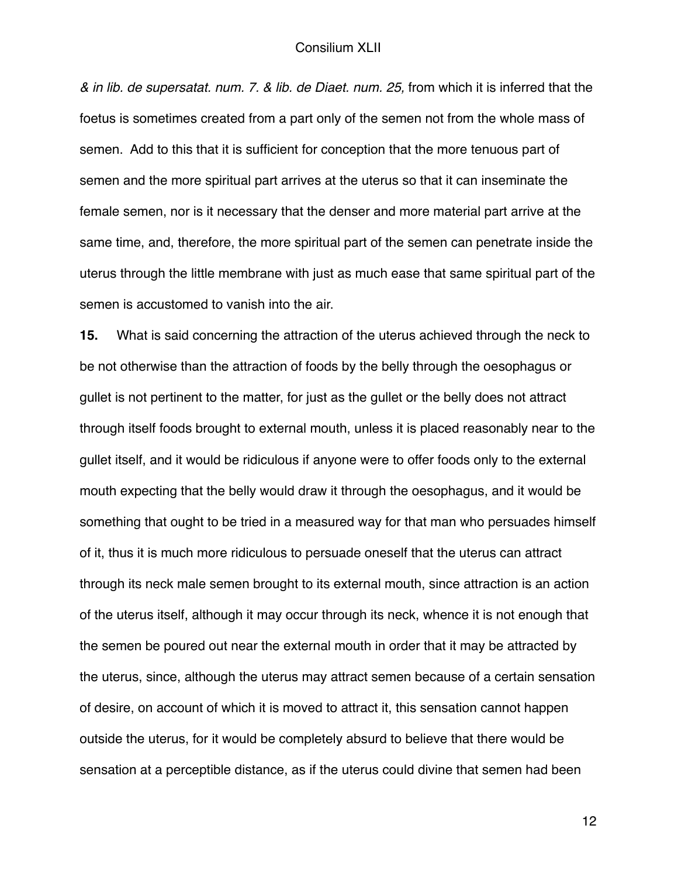*& in lib. de supersatat. num. 7. & lib. de Diaet. num. 25,* from which it is inferred that the foetus is sometimes created from a part only of the semen not from the whole mass of semen. Add to this that it is sufficient for conception that the more tenuous part of semen and the more spiritual part arrives at the uterus so that it can inseminate the female semen, nor is it necessary that the denser and more material part arrive at the same time, and, therefore, the more spiritual part of the semen can penetrate inside the uterus through the little membrane with just as much ease that same spiritual part of the semen is accustomed to vanish into the air.

**15.** What is said concerning the attraction of the uterus achieved through the neck to be not otherwise than the attraction of foods by the belly through the oesophagus or gullet is not pertinent to the matter, for just as the gullet or the belly does not attract through itself foods brought to external mouth, unless it is placed reasonably near to the gullet itself, and it would be ridiculous if anyone were to offer foods only to the external mouth expecting that the belly would draw it through the oesophagus, and it would be something that ought to be tried in a measured way for that man who persuades himself of it, thus it is much more ridiculous to persuade oneself that the uterus can attract through its neck male semen brought to its external mouth, since attraction is an action of the uterus itself, although it may occur through its neck, whence it is not enough that the semen be poured out near the external mouth in order that it may be attracted by the uterus, since, although the uterus may attract semen because of a certain sensation of desire, on account of which it is moved to attract it, this sensation cannot happen outside the uterus, for it would be completely absurd to believe that there would be sensation at a perceptible distance, as if the uterus could divine that semen had been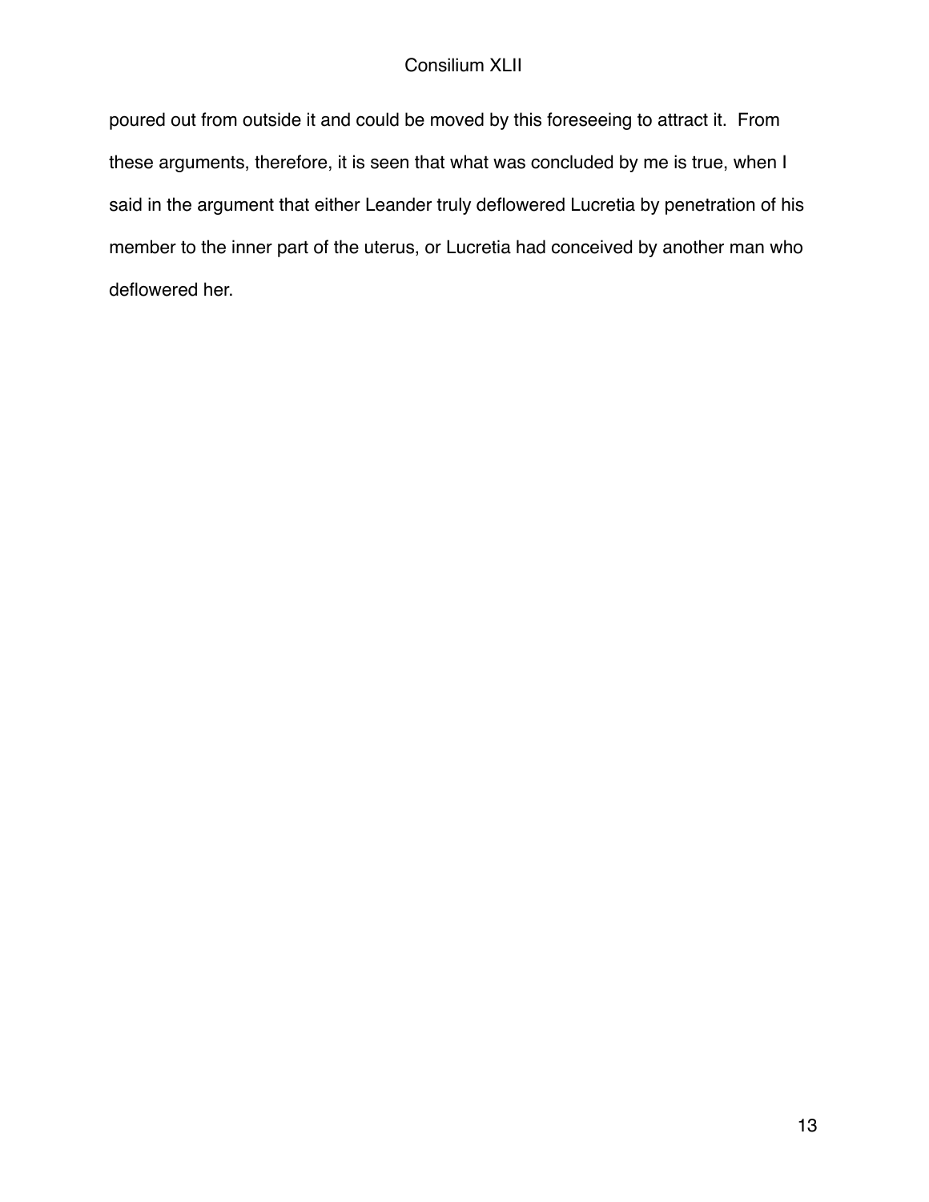poured out from outside it and could be moved by this foreseeing to attract it.  From these arguments, therefore, it is seen that what was concluded by me is true, when I said in the argument that either Leander truly deflowered Lucretia by penetration of his member to the inner part of the uterus, or Lucretia had conceived by another man who deflowered her.